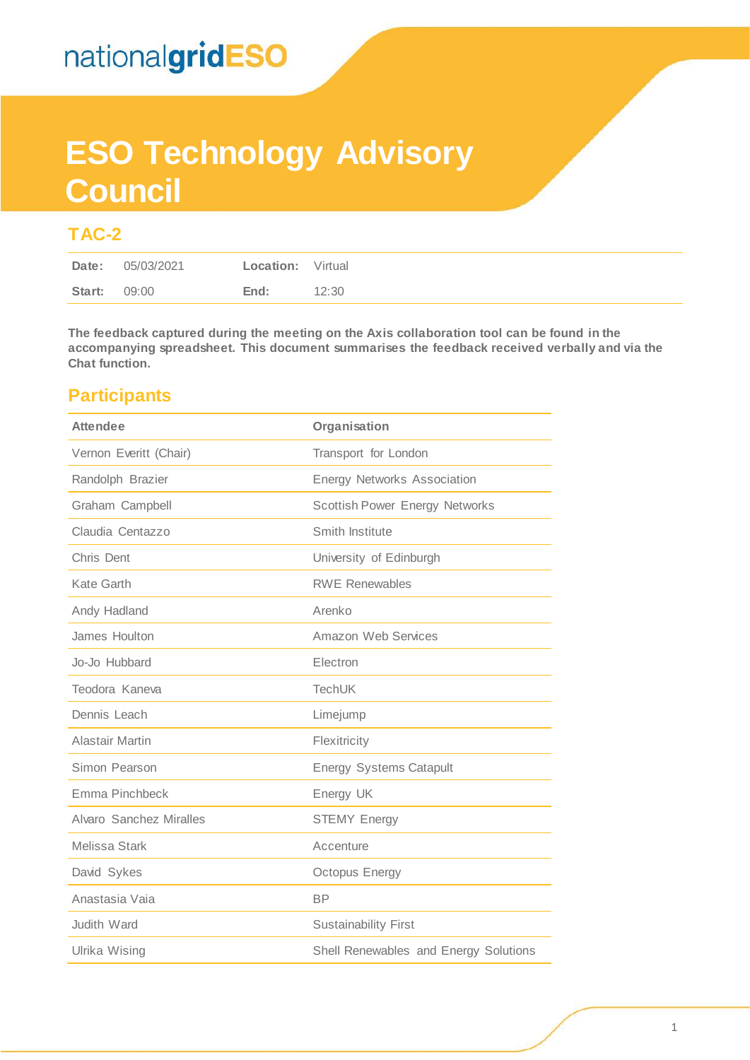nationalgridESO

# ESO Technology Advisory Council

## TAC-2

| Date: | 05/03/2021 | Location: | Virtual |
|---|---|---|---|
| Start: | 09:00 | End: | 12:30 |

**The feedback captured during the meeting on the Axis collaboration tool can be found in the accompanying spreadsheet. This document summarises the feedback received verbally and via the Chat function.**

## Participants

| Attendee | Organisation |
|---|---|
| Vernon Everitt (Chair) | Transport for London |
| Randolph Brazier | Energy Networks Association |
| Graham Campbell | Scottish Power Energy Networks |
| Claudia Centazzo | Smith Institute |
| Chris Dent | University of Edinburgh |
| Kate Garth | RWE Renewables |
| Andy Hadland | Arenko |
| James Houlton | Amazon Web Services |
| Jo-Jo Hubbard | Electron |
| Teodora Kaneva | TechUK |
| Dennis Leach | Limejump |
| Alastair Martin | Flexitricity |
| Simon Pearson | Energy Systems Catapult |
| Emma Pinchbeck | Energy UK |
| Alvaro Sanchez Miralles | STEMY Energy |
| Melissa Stark | Accenture |
| David Sykes | Octopus Energy |
| Anastasia Vaia | BP |
| Judith Ward | Sustainability First |
| Ulrika Wising | Shell Renewables and Energy Solutions |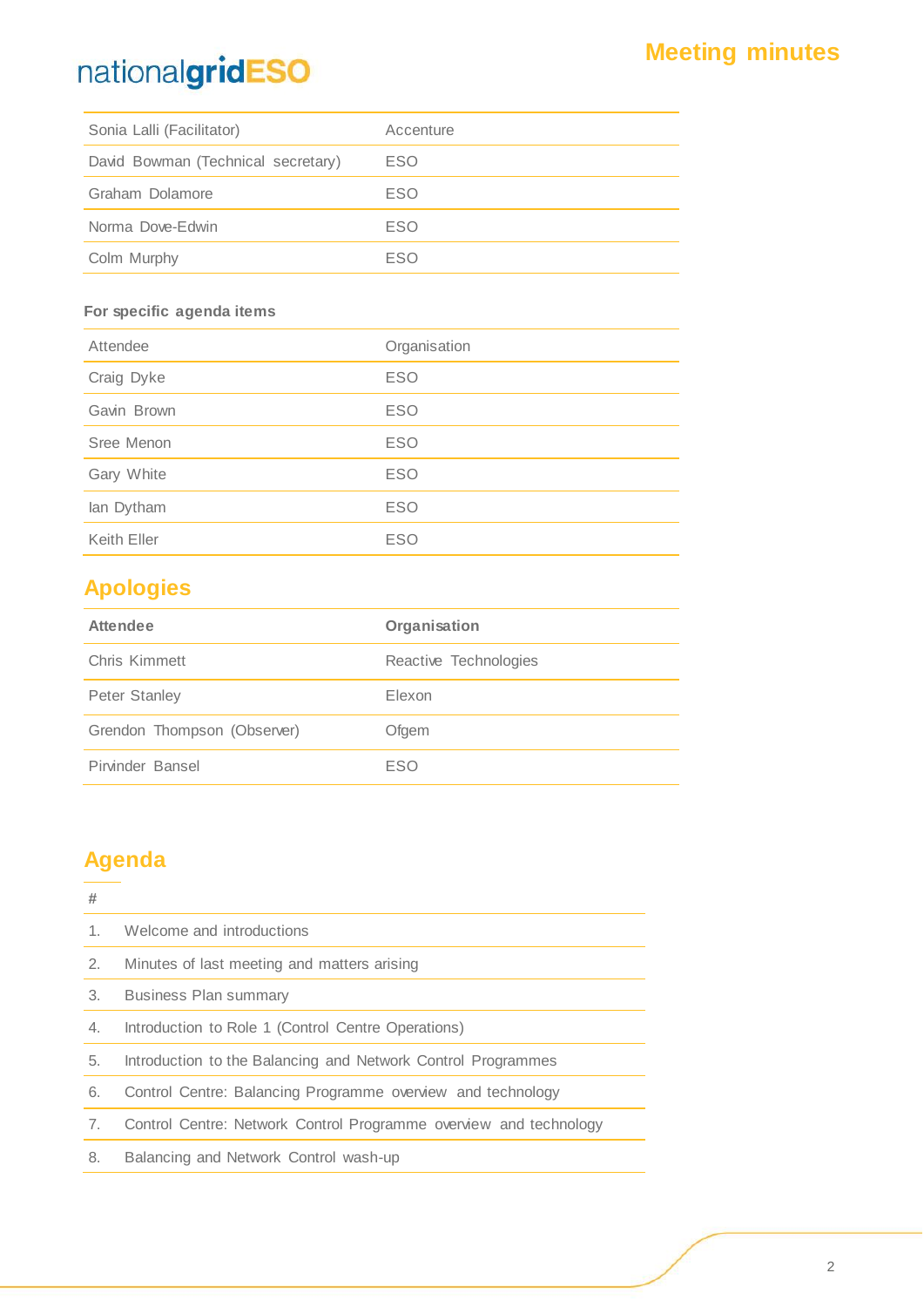| | |
|---|---|
| Sonia Lalli (Facilitator) | Accenture |
| David Bowman (Technical secretary) | ESO |
| Graham Dolamore | ESO |
| Norma Dove-Edwin | ESO |
| Colm Murphy | ESO |

**For specific agenda items**

| Attendee | Organisation |
|---|---|
| Craig Dyke | ESO |
| Gavin Brown | ESO |
| Sree Menon | ESO |
| Gary White | ESO |
| Ian Dytham | ESO |
| Keith Eller | ESO |

## Apologies

| Attendee | Organisation |
|---|---|
| Chris Kimmett | Reactive Technologies |
| Peter Stanley | Elexon |
| Grendon Thompson (Observer) | Ofgem |
| Pirvinder Bansel | ESO |

## Agenda

| # | |
|---|---|
| 1. | Welcome and introductions |
| 2. | Minutes of last meeting and matters arising |
| 3. | Business Plan summary |
| 4. | Introduction to Role 1 (Control Centre Operations) |
| 5. | Introduction to the Balancing and Network Control Programmes |
| 6. | Control Centre: Balancing Programme overview and technology |
| 7. | Control Centre: Network Control Programme overview and technology |
| 8. | Balancing and Network Control wash-up |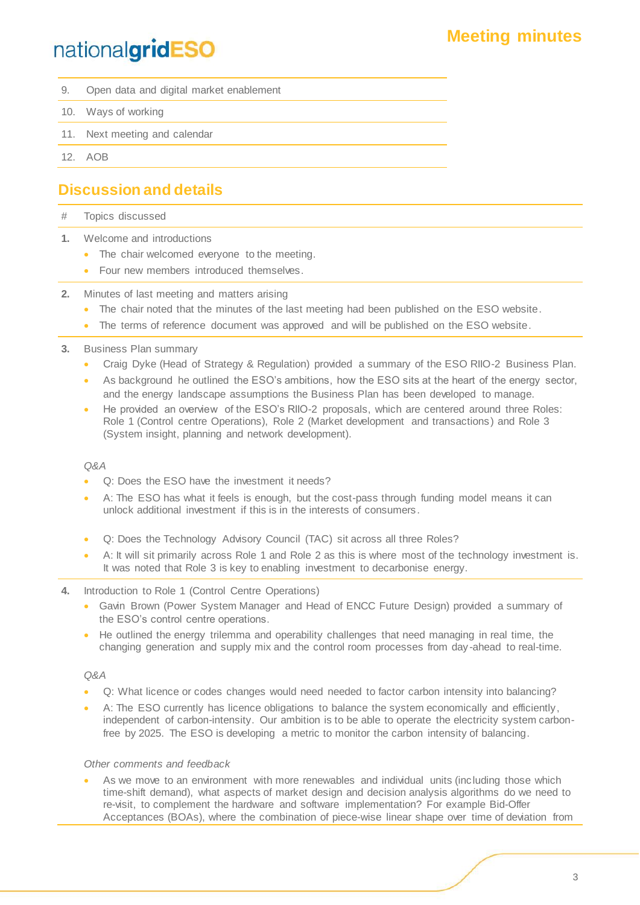| | |
|---|---|
| 9. | Open data and digital market enablement |
| 10. | Ways of working |
| 11. | Next meeting and calendar |
| 12. | AOB |

## Discussion and details

| # | Topics discussed |
|---|---|

**1.** Welcome and introductions

- The chair welcomed everyone to the meeting.
- Four new members introduced themselves.

**2.** Minutes of last meeting and matters arising

- The chair noted that the minutes of the last meeting had been published on the ESO website.
- The terms of reference document was approved and will be published on the ESO website.

**3.** Business Plan summary

- Craig Dyke (Head of Strategy & Regulation) provided a summary of the ESO RIIO-2 Business Plan.
- As background he outlined the ESO's ambitions, how the ESO sits at the heart of the energy sector, and the energy landscape assumptions the Business Plan has been developed to manage.
- He provided an overview of the ESO's RIIO-2 proposals, which are centered around three Roles: Role 1 (Control centre Operations), Role 2 (Market development and transactions) and Role 3 (System insight, planning and network development).

*Q&A*

- Q: Does the ESO have the investment it needs?
- A: The ESO has what it feels is enough, but the cost-pass through funding model means it can unlock additional investment if this is in the interests of consumers.

- Q: Does the Technology Advisory Council (TAC) sit across all three Roles?
- A: It will sit primarily across Role 1 and Role 2 as this is where most of the technology investment is. It was noted that Role 3 is key to enabling investment to decarbonise energy.

**4.** Introduction to Role 1 (Control Centre Operations)

- Gavin Brown (Power System Manager and Head of ENCC Future Design) provided a summary of the ESO's control centre operations.
- He outlined the energy trilemma and operability challenges that need managing in real time, the changing generation and supply mix and the control room processes from day-ahead to real-time.

*Q&A*

- Q: What licence or codes changes would need needed to factor carbon intensity into balancing?
- A: The ESO currently has licence obligations to balance the system economically and efficiently, independent of carbon-intensity. Our ambition is to be able to operate the electricity system carbon-free by 2025. The ESO is developing a metric to monitor the carbon intensity of balancing.

*Other comments and feedback*

- As we move to an environment with more renewables and individual units (including those which time-shift demand), what aspects of market design and decision analysis algorithms do we need to re-visit, to complement the hardware and software implementation? For example Bid-Offer Acceptances (BOAs), where the combination of piece-wise linear shape over time of deviation from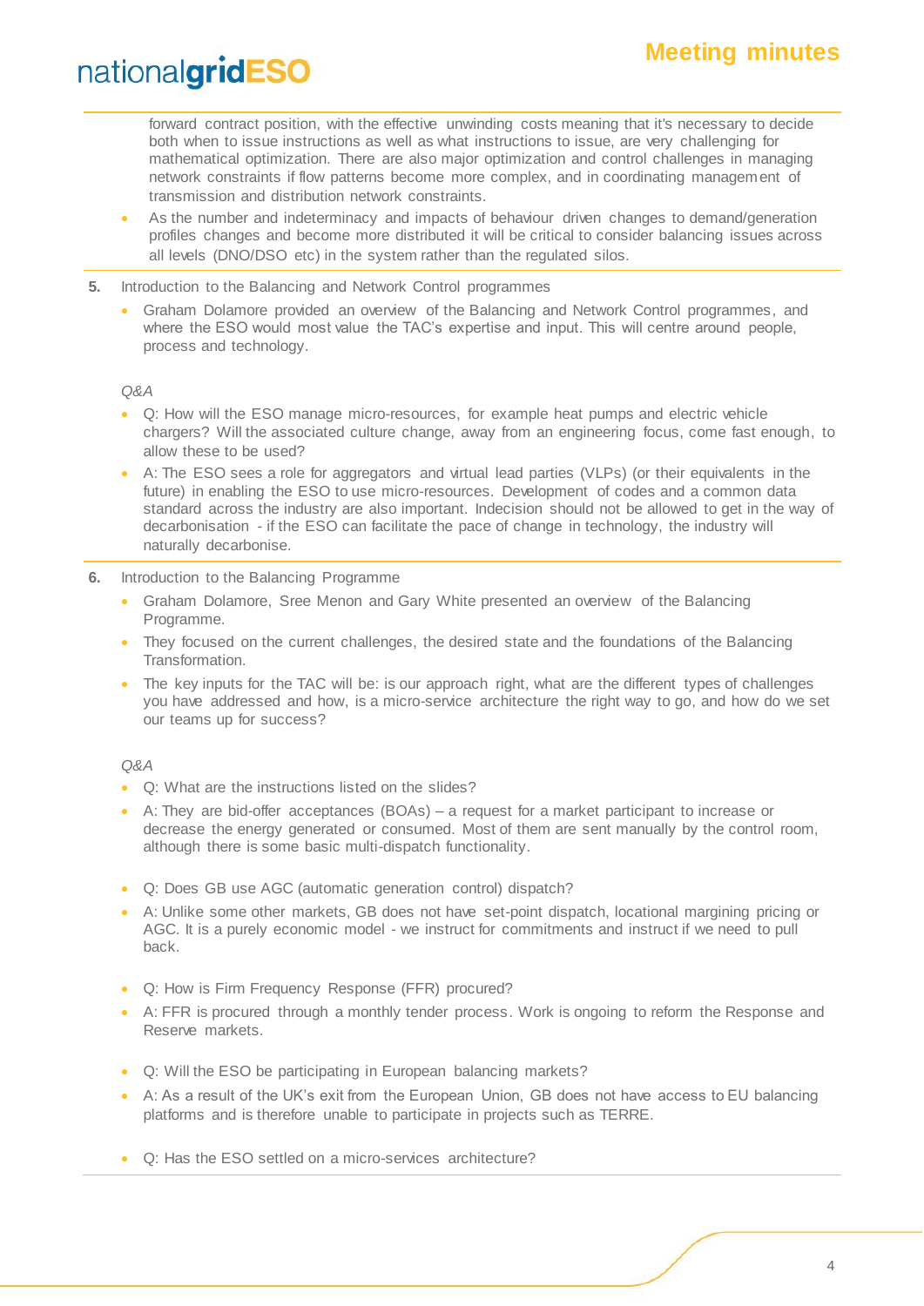forward contract position, with the effective unwinding costs meaning that it's necessary to decide both when to issue instructions as well as what instructions to issue, are very challenging for mathematical optimization. There are also major optimization and control challenges in managing network constraints if flow patterns become more complex, and in coordinating management of transmission and distribution network constraints.

- As the number and indeterminacy and impacts of behaviour driven changes to demand/generation profiles changes and become more distributed it will be critical to consider balancing issues across all levels (DNO/DSO etc) in the system rather than the regulated silos.

5. Introduction to the Balancing and Network Control programmes

- Graham Dolamore provided an overview of the Balancing and Network Control programmes, and where the ESO would most value the TAC's expertise and input. This will centre around people, process and technology.

*Q&A*

- Q: How will the ESO manage micro-resources, for example heat pumps and electric vehicle chargers? Will the associated culture change, away from an engineering focus, come fast enough, to allow these to be used?
- A: The ESO sees a role for aggregators and virtual lead parties (VLPs) (or their equivalents in the future) in enabling the ESO to use micro-resources. Development of codes and a common data standard across the industry are also important. Indecision should not be allowed to get in the way of decarbonisation - if the ESO can facilitate the pace of change in technology, the industry will naturally decarbonise.

6. Introduction to the Balancing Programme

- Graham Dolamore, Sree Menon and Gary White presented an overview of the Balancing Programme.
- They focused on the current challenges, the desired state and the foundations of the Balancing Transformation.
- The key inputs for the TAC will be: is our approach right, what are the different types of challenges you have addressed and how, is a micro-service architecture the right way to go, and how do we set our teams up for success?

*Q&A*

- Q: What are the instructions listed on the slides?
- A: They are bid-offer acceptances (BOAs) – a request for a market participant to increase or decrease the energy generated or consumed. Most of them are sent manually by the control room, although there is some basic multi-dispatch functionality.

- Q: Does GB use AGC (automatic generation control) dispatch?
- A: Unlike some other markets, GB does not have set-point dispatch, locational margining pricing or AGC. It is a purely economic model - we instruct for commitments and instruct if we need to pull back.

- Q: How is Firm Frequency Response (FFR) procured?
- A: FFR is procured through a monthly tender process. Work is ongoing to reform the Response and Reserve markets.

- Q: Will the ESO be participating in European balancing markets?
- A: As a result of the UK's exit from the European Union, GB does not have access to EU balancing platforms and is therefore unable to participate in projects such as TERRE.

- Q: Has the ESO settled on a micro-services architecture?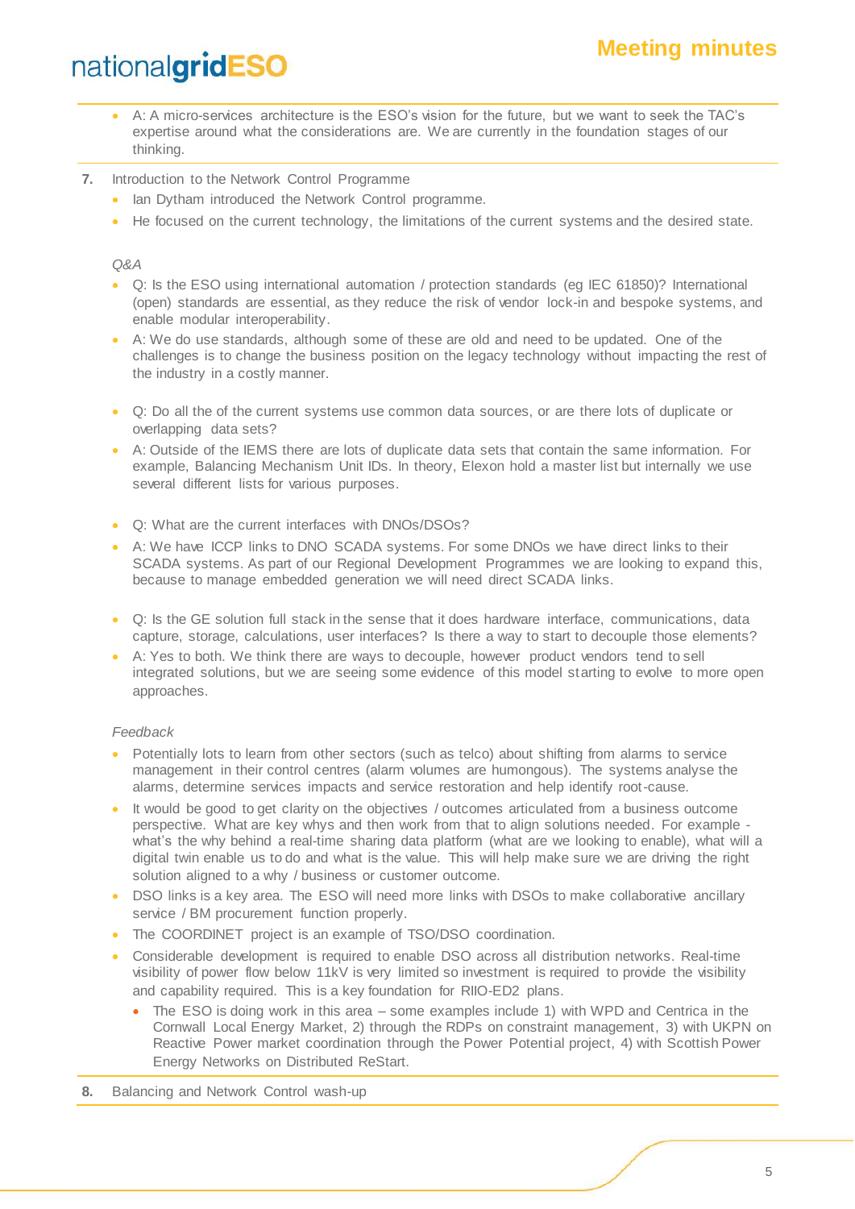- A: A micro-services architecture is the ESO's vision for the future, but we want to seek the TAC's expertise around what the considerations are. We are currently in the foundation stages of our thinking.

**7.** Introduction to the Network Control Programme

- Ian Dytham introduced the Network Control programme.
- He focused on the current technology, the limitations of the current systems and the desired state.

*Q&A*

- Q: Is the ESO using international automation / protection standards (eg IEC 61850)? International (open) standards are essential, as they reduce the risk of vendor lock-in and bespoke systems, and enable modular interoperability.
- A: We do use standards, although some of these are old and need to be updated. One of the challenges is to change the business position on the legacy technology without impacting the rest of the industry in a costly manner.

- Q: Do all the of the current systems use common data sources, or are there lots of duplicate or overlapping data sets?
- A: Outside of the IEMS there are lots of duplicate data sets that contain the same information. For example, Balancing Mechanism Unit IDs. In theory, Elexon hold a master list but internally we use several different lists for various purposes.

- Q: What are the current interfaces with DNOs/DSOs?
- A: We have ICCP links to DNO SCADA systems. For some DNOs we have direct links to their SCADA systems. As part of our Regional Development Programmes we are looking to expand this, because to manage embedded generation we will need direct SCADA links.

- Q: Is the GE solution full stack in the sense that it does hardware interface, communications, data capture, storage, calculations, user interfaces? Is there a way to start to decouple those elements?
- A: Yes to both. We think there are ways to decouple, however product vendors tend to sell integrated solutions, but we are seeing some evidence of this model starting to evolve to more open approaches.

*Feedback*

- Potentially lots to learn from other sectors (such as telco) about shifting from alarms to service management in their control centres (alarm volumes are humongous). The systems analyse the alarms, determine services impacts and service restoration and help identify root-cause.
- It would be good to get clarity on the objectives / outcomes articulated from a business outcome perspective. What are key whys and then work from that to align solutions needed. For example - what's the why behind a real-time sharing data platform (what are we looking to enable), what will a digital twin enable us to do and what is the value. This will help make sure we are driving the right solution aligned to a why / business or customer outcome.
- DSO links is a key area. The ESO will need more links with DSOs to make collaborative ancillary service / BM procurement function properly.
- The COORDINET project is an example of TSO/DSO coordination.
- Considerable development is required to enable DSO across all distribution networks. Real-time visibility of power flow below 11kV is very limited so investment is required to provide the visibility and capability required. This is a key foundation for RIIO-ED2 plans.
  - The ESO is doing work in this area – some examples include 1) with WPD and Centrica in the Cornwall Local Energy Market, 2) through the RDPs on constraint management, 3) with UKPN on Reactive Power market coordination through the Power Potential project, 4) with Scottish Power Energy Networks on Distributed ReStart.

**8.** Balancing and Network Control wash-up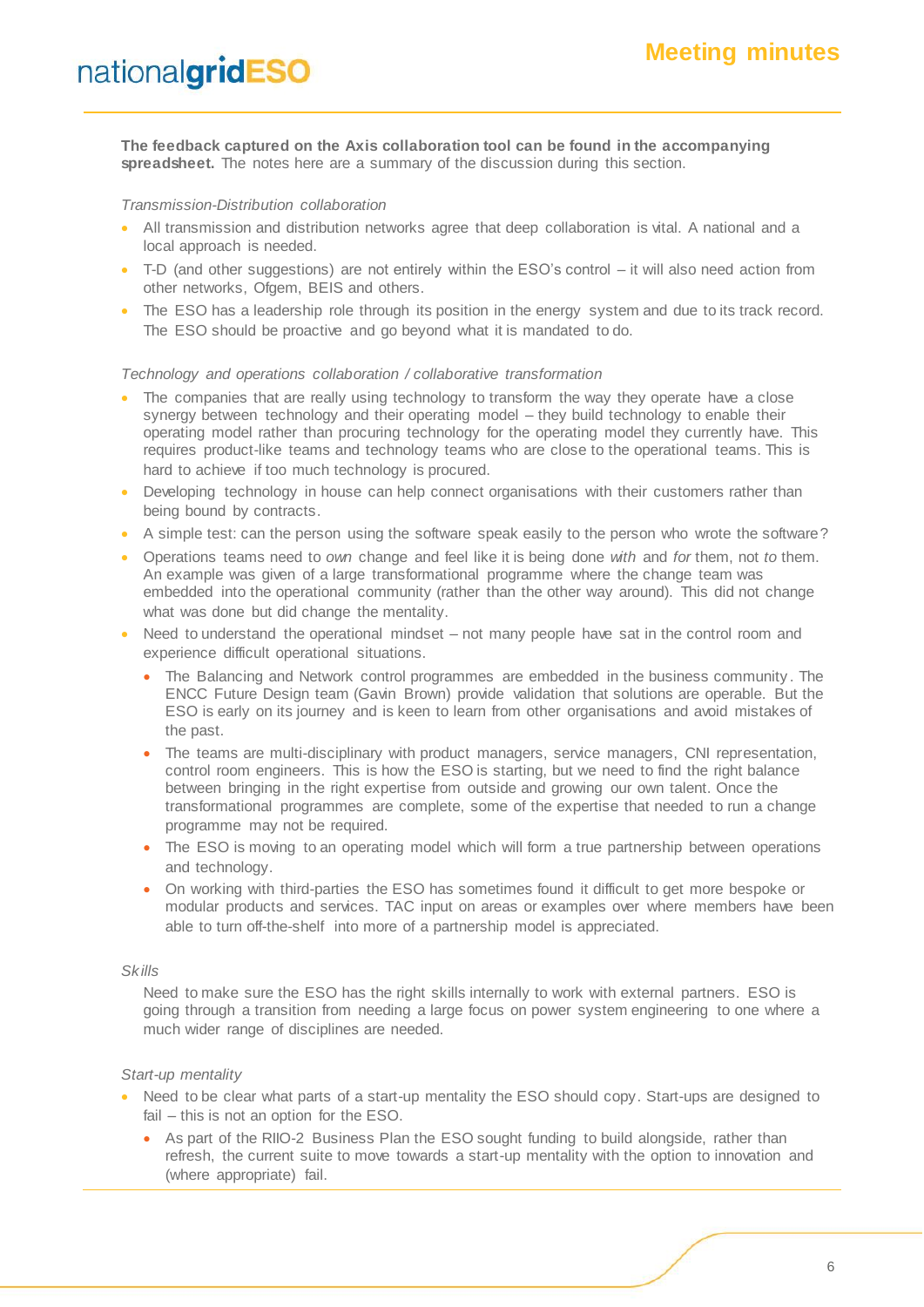**The feedback captured on the Axis collaboration tool can be found in the accompanying spreadsheet.** The notes here are a summary of the discussion during this section.

*Transmission-Distribution collaboration*

- All transmission and distribution networks agree that deep collaboration is vital. A national and a local approach is needed.
- T-D (and other suggestions) are not entirely within the ESO's control – it will also need action from other networks, Ofgem, BEIS and others.
- The ESO has a leadership role through its position in the energy system and due to its track record. The ESO should be proactive and go beyond what it is mandated to do.

*Technology and operations collaboration / collaborative transformation*

- The companies that are really using technology to transform the way they operate have a close synergy between technology and their operating model – they build technology to enable their operating model rather than procuring technology for the operating model they currently have. This requires product-like teams and technology teams who are close to the operational teams. This is hard to achieve if too much technology is procured.
- Developing technology in house can help connect organisations with their customers rather than being bound by contracts.
- A simple test: can the person using the software speak easily to the person who wrote the software?
- Operations teams need to *own* change and feel like it is being done *with* and *for* them, not *to* them. An example was given of a large transformational programme where the change team was embedded into the operational community (rather than the other way around). This did not change what was done but did change the mentality.
- Need to understand the operational mindset – not many people have sat in the control room and experience difficult operational situations.
  - The Balancing and Network control programmes are embedded in the business community. The ENCC Future Design team (Gavin Brown) provide validation that solutions are operable. But the ESO is early on its journey and is keen to learn from other organisations and avoid mistakes of the past.
  - The teams are multi-disciplinary with product managers, service managers, CNI representation, control room engineers. This is how the ESO is starting, but we need to find the right balance between bringing in the right expertise from outside and growing our own talent. Once the transformational programmes are complete, some of the expertise that needed to run a change programme may not be required.
  - The ESO is moving to an operating model which will form a true partnership between operations and technology.
  - On working with third-parties the ESO has sometimes found it difficult to get more bespoke or modular products and services. TAC input on areas or examples over where members have been able to turn off-the-shelf into more of a partnership model is appreciated.

*Skills*

Need to make sure the ESO has the right skills internally to work with external partners. ESO is going through a transition from needing a large focus on power system engineering to one where a much wider range of disciplines are needed.

*Start-up mentality*

- Need to be clear what parts of a start-up mentality the ESO should copy. Start-ups are designed to fail – this is not an option for the ESO.
  - As part of the RIIO-2 Business Plan the ESO sought funding to build alongside, rather than refresh, the current suite to move towards a start-up mentality with the option to innovation and (where appropriate) fail.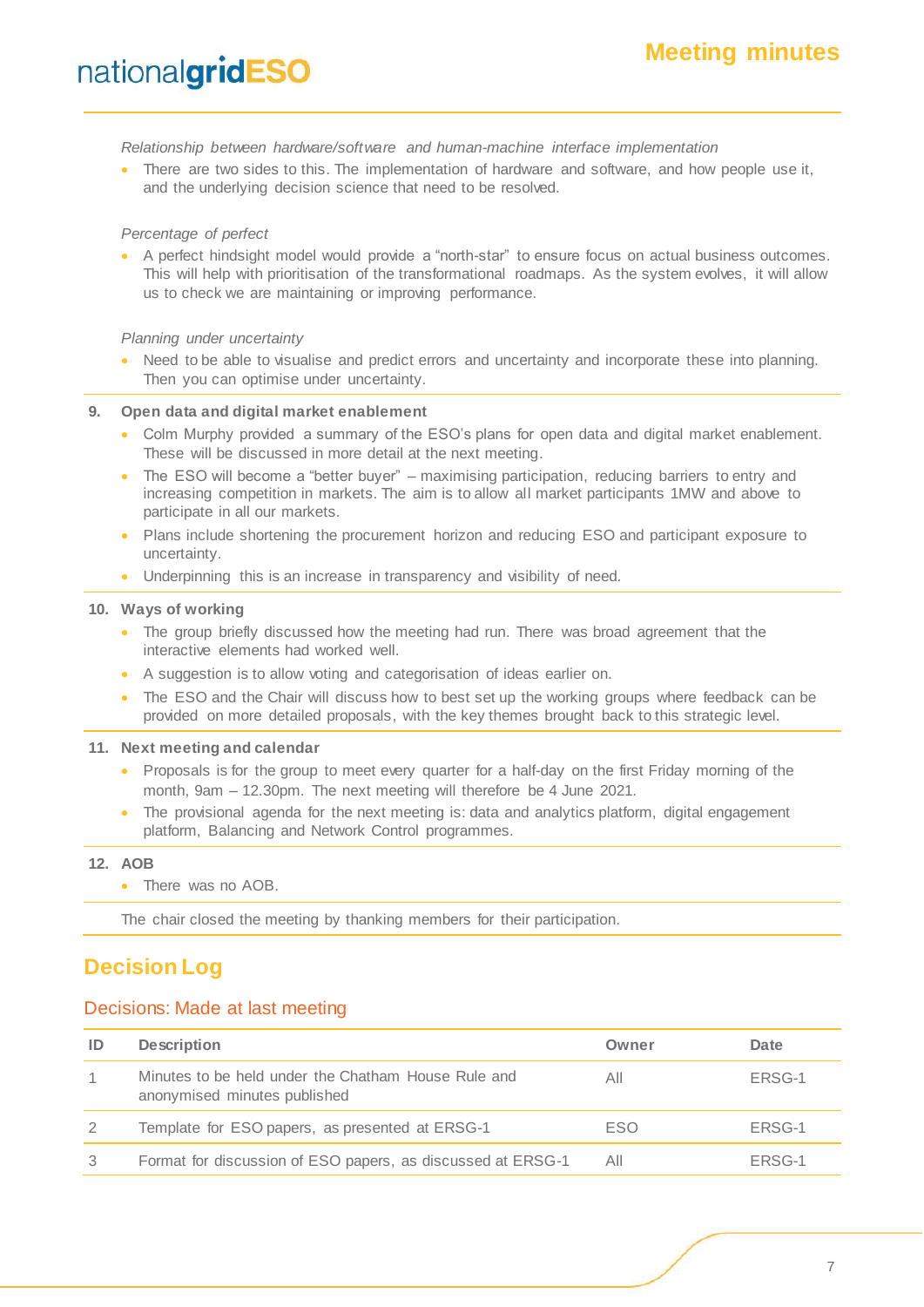*Relationship between hardware/software and human-machine interface implementation*

- There are two sides to this. The implementation of hardware and software, and how people use it, and the underlying decision science that need to be resolved.

*Percentage of perfect*

- A perfect hindsight model would provide a "north-star" to ensure focus on actual business outcomes. This will help with prioritisation of the transformational roadmaps. As the system evolves, it will allow us to check we are maintaining or improving performance.

*Planning under uncertainty*

- Need to be able to visualise and predict errors and uncertainty and incorporate these into planning. Then you can optimise under uncertainty.

**9. Open data and digital market enablement**

- Colm Murphy provided a summary of the ESO's plans for open data and digital market enablement. These will be discussed in more detail at the next meeting.
- The ESO will become a "better buyer" – maximising participation, reducing barriers to entry and increasing competition in markets. The aim is to allow all market participants 1MW and above to participate in all our markets.
- Plans include shortening the procurement horizon and reducing ESO and participant exposure to uncertainty.
- Underpinning this is an increase in transparency and visibility of need.

**10. Ways of working**

- The group briefly discussed how the meeting had run. There was broad agreement that the interactive elements had worked well.
- A suggestion is to allow voting and categorisation of ideas earlier on.
- The ESO and the Chair will discuss how to best set up the working groups where feedback can be provided on more detailed proposals, with the key themes brought back to this strategic level.

**11. Next meeting and calendar**

- Proposals is for the group to meet every quarter for a half-day on the first Friday morning of the month, 9am – 12.30pm. The next meeting will therefore be 4 June 2021.
- The provisional agenda for the next meeting is: data and analytics platform, digital engagement platform, Balancing and Network Control programmes.

**12. AOB**

- There was no AOB.

The chair closed the meeting by thanking members for their participation.

## Decision Log

### Decisions: Made at last meeting

| ID | Description | Owner | Date |
|---|---|---|---|
| 1 | Minutes to be held under the Chatham House Rule and anonymised minutes published | All | ERSG-1 |
| 2 | Template for ESO papers, as presented at ERSG-1 | ESO | ERSG-1 |
| 3 | Format for discussion of ESO papers, as discussed at ERSG-1 | All | ERSG-1 |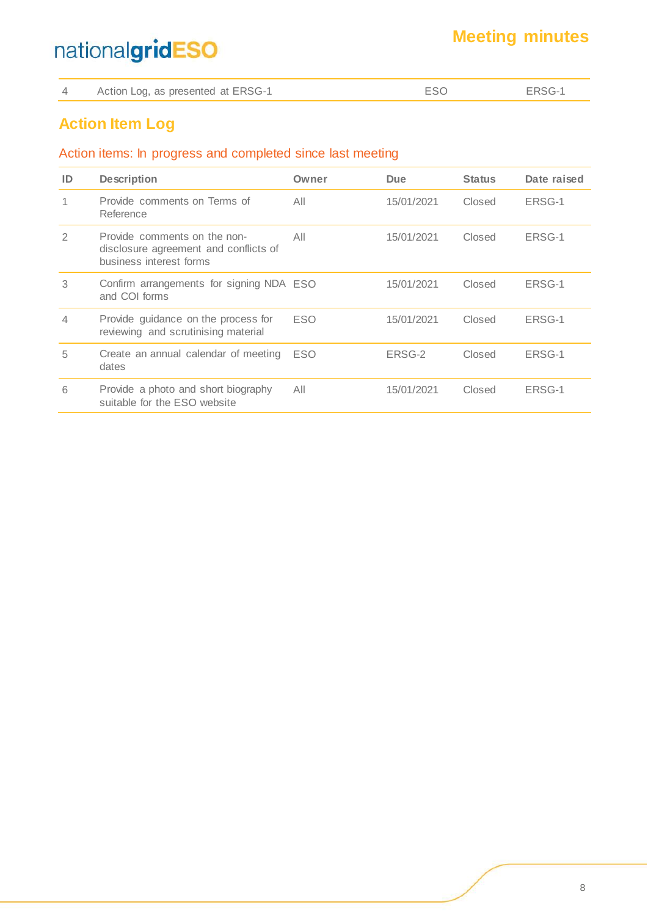| | | | |
|---|---|---|---|
| 4 | Action Log, as presented at ERSG-1 | ESO | ERSG-1 |

## Action Item Log

### Action items: In progress and completed since last meeting

| ID | Description | Owner | Due | Status | Date raised |
|---|---|---|---|---|---|
| 1 | Provide comments on Terms of Reference | All | 15/01/2021 | Closed | ERSG-1 |
| 2 | Provide comments on the non-disclosure agreement and conflicts of business interest forms | All | 15/01/2021 | Closed | ERSG-1 |
| 3 | Confirm arrangements for signing NDA and COI forms | ESO | 15/01/2021 | Closed | ERSG-1 |
| 4 | Provide guidance on the process for reviewing and scrutinising material | ESO | 15/01/2021 | Closed | ERSG-1 |
| 5 | Create an annual calendar of meeting dates | ESO | ERSG-2 | Closed | ERSG-1 |
| 6 | Provide a photo and short biography suitable for the ESO website | All | 15/01/2021 | Closed | ERSG-1 |